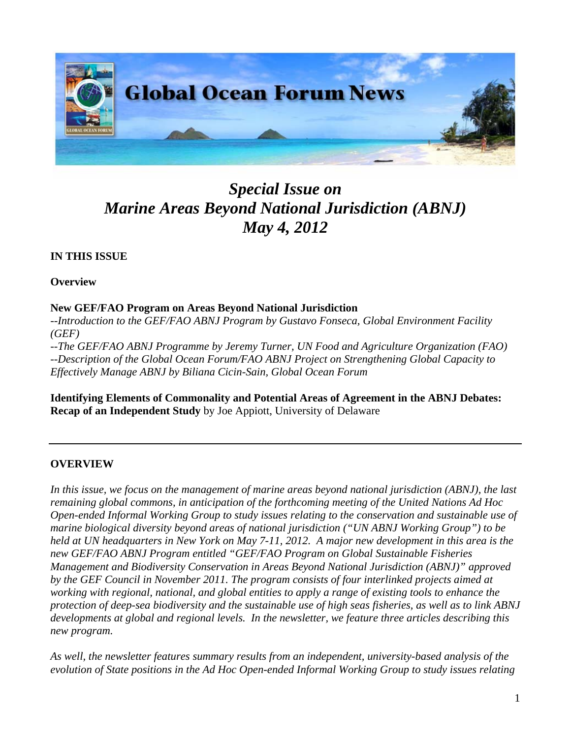# Global Ocean Forum News

## *Special Issue on Marine Areas Beyond National Jurisdiction (ABNJ) May 4, 2012*

**IN THIS ISSUE**

**Overview**

**New GEF/FAO Program on Areas Beyond National Jurisdiction**

*--Introduction to the GEF/FAO ABNJ Program by Gustavo Fonseca, Global Environment Facility (GEF)*

*--The GEF/FAO ABNJ Programme by Jeremy Turner, UN Food and Agriculture Organization (FAO)*

*--Description of the Global Ocean Forum/FAO ABNJ Project on Strengthening Global Capacity to Effectively Manage ABNJ by Biliana Cicin-Sain, Global Ocean Forum*

**Identifying Elements of Commonality and Potential Areas of Agreement in the ABNJ Debates: Recap of an Independent Study** by Joe Appiott, University of Delaware

---

## OVERVIEW

*In this issue, we focus on the management of marine areas beyond national jurisdiction (ABNJ), the last remaining global commons, in anticipation of the forthcoming meeting of the United Nations Ad Hoc Open-ended Informal Working Group to study issues relating to the conservation and sustainable use of marine biological diversity beyond areas of national jurisdiction ("UN ABNJ Working Group") to be held at UN headquarters in New York on May 7-11, 2012. A major new development in this area is the new GEF/FAO ABNJ Program entitled "GEF/FAO Program on Global Sustainable Fisheries Management and Biodiversity Conservation in Areas Beyond National Jurisdiction (ABNJ)" approved by the GEF Council in November 2011. The program consists of four interlinked projects aimed at working with regional, national, and global entities to apply a range of existing tools to enhance the protection of deep-sea biodiversity and the sustainable use of high seas fisheries, as well as to link ABNJ developments at global and regional levels. In the newsletter, we feature three articles describing this new program.*

*As well, the newsletter features summary results from an independent, university-based analysis of the evolution of State positions in the Ad Hoc Open-ended Informal Working Group to study issues relating*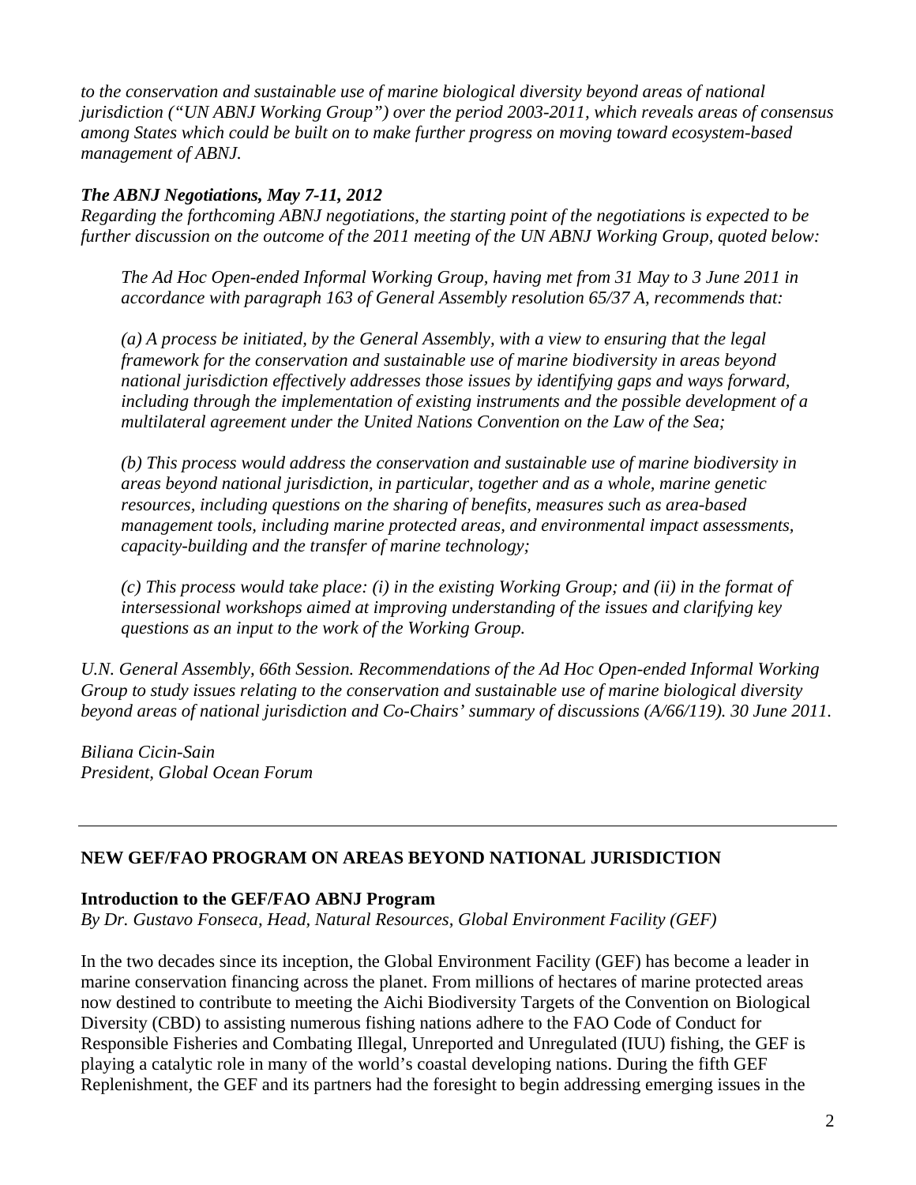*to the conservation and sustainable use of marine biological diversity beyond areas of national jurisdiction ("UN ABNJ Working Group") over the period 2003-2011, which reveals areas of consensus among States which could be built on to make further progress on moving toward ecosystem-based management of ABNJ.*

***The ABNJ Negotiations, May 7-11, 2012***

*Regarding the forthcoming ABNJ negotiations, the starting point of the negotiations is expected to be further discussion on the outcome of the 2011 meeting of the UN ABNJ Working Group, quoted below:*

> *The Ad Hoc Open-ended Informal Working Group, having met from 31 May to 3 June 2011 in accordance with paragraph 163 of General Assembly resolution 65/37 A, recommends that:*
>
> *(a) A process be initiated, by the General Assembly, with a view to ensuring that the legal framework for the conservation and sustainable use of marine biodiversity in areas beyond national jurisdiction effectively addresses those issues by identifying gaps and ways forward, including through the implementation of existing instruments and the possible development of a multilateral agreement under the United Nations Convention on the Law of the Sea;*
>
> *(b) This process would address the conservation and sustainable use of marine biodiversity in areas beyond national jurisdiction, in particular, together and as a whole, marine genetic resources, including questions on the sharing of benefits, measures such as area-based management tools, including marine protected areas, and environmental impact assessments, capacity-building and the transfer of marine technology;*
>
> *(c) This process would take place: (i) in the existing Working Group; and (ii) in the format of intersessional workshops aimed at improving understanding of the issues and clarifying key questions as an input to the work of the Working Group.*

*U.N. General Assembly, 66th Session. Recommendations of the Ad Hoc Open-ended Informal Working Group to study issues relating to the conservation and sustainable use of marine biological diversity beyond areas of national jurisdiction and Co-Chairs' summary of discussions (A/66/119). 30 June 2011.*

*Biliana Cicin-Sain*
*President, Global Ocean Forum*

---

## NEW GEF/FAO PROGRAM ON AREAS BEYOND NATIONAL JURISDICTION

### Introduction to the GEF/FAO ABNJ Program

*By Dr. Gustavo Fonseca, Head, Natural Resources, Global Environment Facility (GEF)*

In the two decades since its inception, the Global Environment Facility (GEF) has become a leader in marine conservation financing across the planet. From millions of hectares of marine protected areas now destined to contribute to meeting the Aichi Biodiversity Targets of the Convention on Biological Diversity (CBD) to assisting numerous fishing nations adhere to the FAO Code of Conduct for Responsible Fisheries and Combating Illegal, Unreported and Unregulated (IUU) fishing, the GEF is playing a catalytic role in many of the world's coastal developing nations. During the fifth GEF Replenishment, the GEF and its partners had the foresight to begin addressing emerging issues in the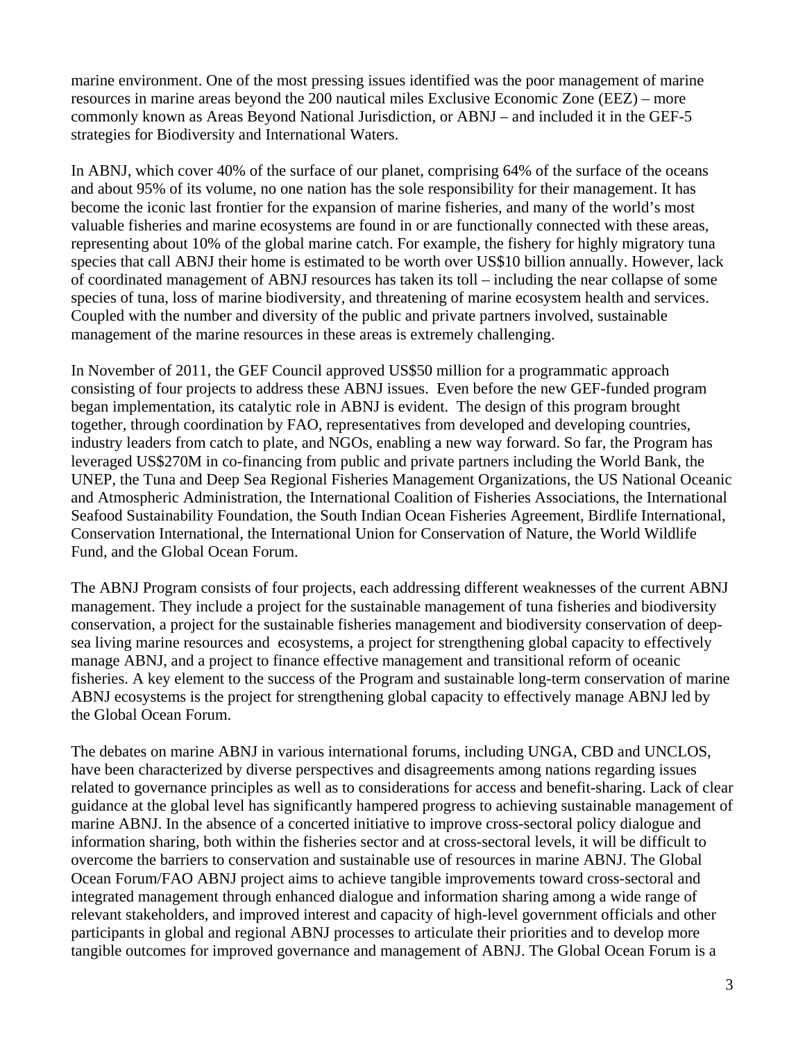marine environment. One of the most pressing issues identified was the poor management of marine resources in marine areas beyond the 200 nautical miles Exclusive Economic Zone (EEZ) – more commonly known as Areas Beyond National Jurisdiction, or ABNJ – and included it in the GEF-5 strategies for Biodiversity and International Waters.

In ABNJ, which cover 40% of the surface of our planet, comprising 64% of the surface of the oceans and about 95% of its volume, no one nation has the sole responsibility for their management. It has become the iconic last frontier for the expansion of marine fisheries, and many of the world's most valuable fisheries and marine ecosystems are found in or are functionally connected with these areas, representing about 10% of the global marine catch. For example, the fishery for highly migratory tuna species that call ABNJ their home is estimated to be worth over US$10 billion annually. However, lack of coordinated management of ABNJ resources has taken its toll – including the near collapse of some species of tuna, loss of marine biodiversity, and threatening of marine ecosystem health and services. Coupled with the number and diversity of the public and private partners involved, sustainable management of the marine resources in these areas is extremely challenging.

In November of 2011, the GEF Council approved US$50 million for a programmatic approach consisting of four projects to address these ABNJ issues. Even before the new GEF-funded program began implementation, its catalytic role in ABNJ is evident. The design of this program brought together, through coordination by FAO, representatives from developed and developing countries, industry leaders from catch to plate, and NGOs, enabling a new way forward. So far, the Program has leveraged US$270M in co-financing from public and private partners including the World Bank, the UNEP, the Tuna and Deep Sea Regional Fisheries Management Organizations, the US National Oceanic and Atmospheric Administration, the International Coalition of Fisheries Associations, the International Seafood Sustainability Foundation, the South Indian Ocean Fisheries Agreement, Birdlife International, Conservation International, the International Union for Conservation of Nature, the World Wildlife Fund, and the Global Ocean Forum.

The ABNJ Program consists of four projects, each addressing different weaknesses of the current ABNJ management. They include a project for the sustainable management of tuna fisheries and biodiversity conservation, a project for the sustainable fisheries management and biodiversity conservation of deep-sea living marine resources and ecosystems, a project for strengthening global capacity to effectively manage ABNJ, and a project to finance effective management and transitional reform of oceanic fisheries. A key element to the success of the Program and sustainable long-term conservation of marine ABNJ ecosystems is the project for strengthening global capacity to effectively manage ABNJ led by the Global Ocean Forum.

The debates on marine ABNJ in various international forums, including UNGA, CBD and UNCLOS, have been characterized by diverse perspectives and disagreements among nations regarding issues related to governance principles as well as to considerations for access and benefit-sharing. Lack of clear guidance at the global level has significantly hampered progress to achieving sustainable management of marine ABNJ. In the absence of a concerted initiative to improve cross-sectoral policy dialogue and information sharing, both within the fisheries sector and at cross-sectoral levels, it will be difficult to overcome the barriers to conservation and sustainable use of resources in marine ABNJ. The Global Ocean Forum/FAO ABNJ project aims to achieve tangible improvements toward cross-sectoral and integrated management through enhanced dialogue and information sharing among a wide range of relevant stakeholders, and improved interest and capacity of high-level government officials and other participants in global and regional ABNJ processes to articulate their priorities and to develop more tangible outcomes for improved governance and management of ABNJ. The Global Ocean Forum is a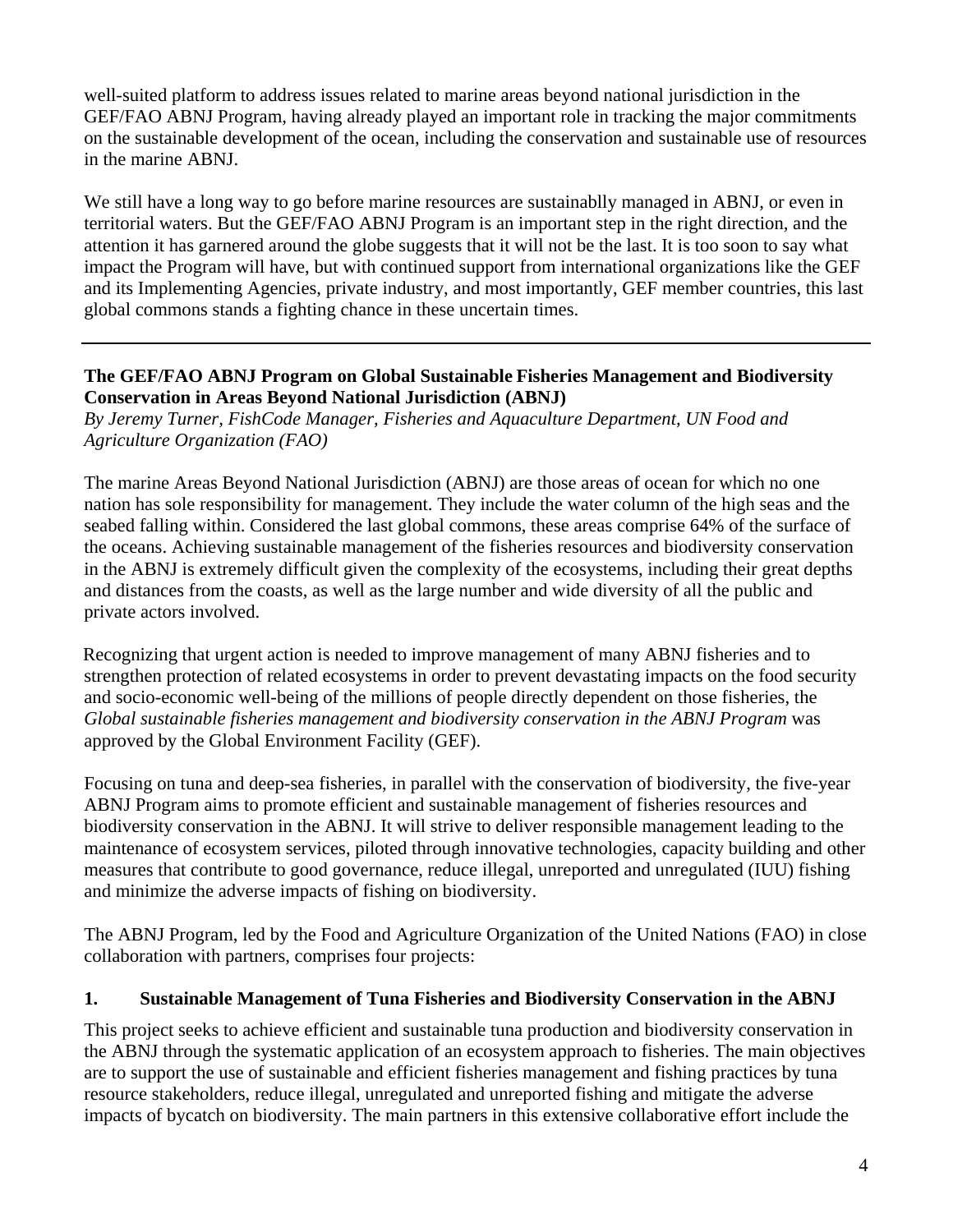well-suited platform to address issues related to marine areas beyond national jurisdiction in the GEF/FAO ABNJ Program, having already played an important role in tracking the major commitments on the sustainable development of the ocean, including the conservation and sustainable use of resources in the marine ABNJ.

We still have a long way to go before marine resources are sustainablly managed in ABNJ, or even in territorial waters. But the GEF/FAO ABNJ Program is an important step in the right direction, and the attention it has garnered around the globe suggests that it will not be the last. It is too soon to say what impact the Program will have, but with continued support from international organizations like the GEF and its Implementing Agencies, private industry, and most importantly, GEF member countries, this last global commons stands a fighting chance in these uncertain times.

---

**The GEF/FAO ABNJ Program on Global Sustainable Fisheries Management and Biodiversity Conservation in Areas Beyond National Jurisdiction (ABNJ)**
*By Jeremy Turner, FishCode Manager, Fisheries and Aquaculture Department, UN Food and Agriculture Organization (FAO)*

The marine Areas Beyond National Jurisdiction (ABNJ) are those areas of ocean for which no one nation has sole responsibility for management. They include the water column of the high seas and the seabed falling within. Considered the last global commons, these areas comprise 64% of the surface of the oceans. Achieving sustainable management of the fisheries resources and biodiversity conservation in the ABNJ is extremely difficult given the complexity of the ecosystems, including their great depths and distances from the coasts, as well as the large number and wide diversity of all the public and private actors involved.

Recognizing that urgent action is needed to improve management of many ABNJ fisheries and to strengthen protection of related ecosystems in order to prevent devastating impacts on the food security and socio-economic well-being of the millions of people directly dependent on those fisheries, the *Global sustainable fisheries management and biodiversity conservation in the ABNJ Program* was approved by the Global Environment Facility (GEF).

Focusing on tuna and deep-sea fisheries, in parallel with the conservation of biodiversity, the five-year ABNJ Program aims to promote efficient and sustainable management of fisheries resources and biodiversity conservation in the ABNJ. It will strive to deliver responsible management leading to the maintenance of ecosystem services, piloted through innovative technologies, capacity building and other measures that contribute to good governance, reduce illegal, unreported and unregulated (IUU) fishing and minimize the adverse impacts of fishing on biodiversity.

The ABNJ Program, led by the Food and Agriculture Organization of the United Nations (FAO) in close collaboration with partners, comprises four projects:

**1. Sustainable Management of Tuna Fisheries and Biodiversity Conservation in the ABNJ**

This project seeks to achieve efficient and sustainable tuna production and biodiversity conservation in the ABNJ through the systematic application of an ecosystem approach to fisheries. The main objectives are to support the use of sustainable and efficient fisheries management and fishing practices by tuna resource stakeholders, reduce illegal, unregulated and unreported fishing and mitigate the adverse impacts of bycatch on biodiversity. The main partners in this extensive collaborative effort include the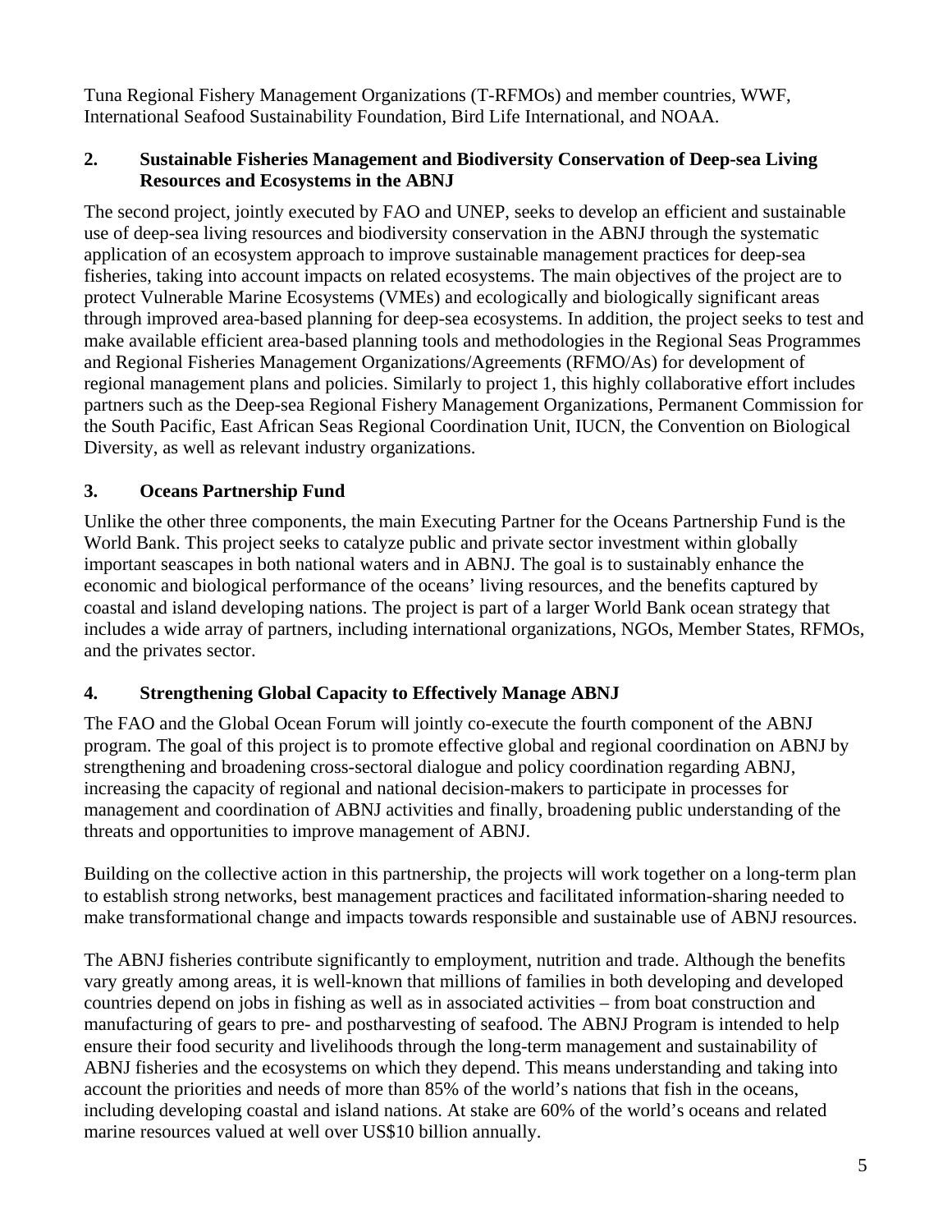Tuna Regional Fishery Management Organizations (T-RFMOs) and member countries, WWF, International Seafood Sustainability Foundation, Bird Life International, and NOAA.

## 2. Sustainable Fisheries Management and Biodiversity Conservation of Deep-sea Living Resources and Ecosystems in the ABNJ

The second project, jointly executed by FAO and UNEP, seeks to develop an efficient and sustainable use of deep-sea living resources and biodiversity conservation in the ABNJ through the systematic application of an ecosystem approach to improve sustainable management practices for deep-sea fisheries, taking into account impacts on related ecosystems. The main objectives of the project are to protect Vulnerable Marine Ecosystems (VMEs) and ecologically and biologically significant areas through improved area-based planning for deep-sea ecosystems. In addition, the project seeks to test and make available efficient area-based planning tools and methodologies in the Regional Seas Programmes and Regional Fisheries Management Organizations/Agreements (RFMO/As) for development of regional management plans and policies. Similarly to project 1, this highly collaborative effort includes partners such as the Deep-sea Regional Fishery Management Organizations, Permanent Commission for the South Pacific, East African Seas Regional Coordination Unit, IUCN, the Convention on Biological Diversity, as well as relevant industry organizations.

## 3. Oceans Partnership Fund

Unlike the other three components, the main Executing Partner for the Oceans Partnership Fund is the World Bank. This project seeks to catalyze public and private sector investment within globally important seascapes in both national waters and in ABNJ. The goal is to sustainably enhance the economic and biological performance of the oceans' living resources, and the benefits captured by coastal and island developing nations. The project is part of a larger World Bank ocean strategy that includes a wide array of partners, including international organizations, NGOs, Member States, RFMOs, and the privates sector.

## 4. Strengthening Global Capacity to Effectively Manage ABNJ

The FAO and the Global Ocean Forum will jointly co-execute the fourth component of the ABNJ program. The goal of this project is to promote effective global and regional coordination on ABNJ by strengthening and broadening cross-sectoral dialogue and policy coordination regarding ABNJ, increasing the capacity of regional and national decision-makers to participate in processes for management and coordination of ABNJ activities and finally, broadening public understanding of the threats and opportunities to improve management of ABNJ.

Building on the collective action in this partnership, the projects will work together on a long-term plan to establish strong networks, best management practices and facilitated information-sharing needed to make transformational change and impacts towards responsible and sustainable use of ABNJ resources.

The ABNJ fisheries contribute significantly to employment, nutrition and trade. Although the benefits vary greatly among areas, it is well-known that millions of families in both developing and developed countries depend on jobs in fishing as well as in associated activities – from boat construction and manufacturing of gears to pre- and postharvesting of seafood. The ABNJ Program is intended to help ensure their food security and livelihoods through the long-term management and sustainability of ABNJ fisheries and the ecosystems on which they depend. This means understanding and taking into account the priorities and needs of more than 85% of the world's nations that fish in the oceans, including developing coastal and island nations. At stake are 60% of the world's oceans and related marine resources valued at well over US$10 billion annually.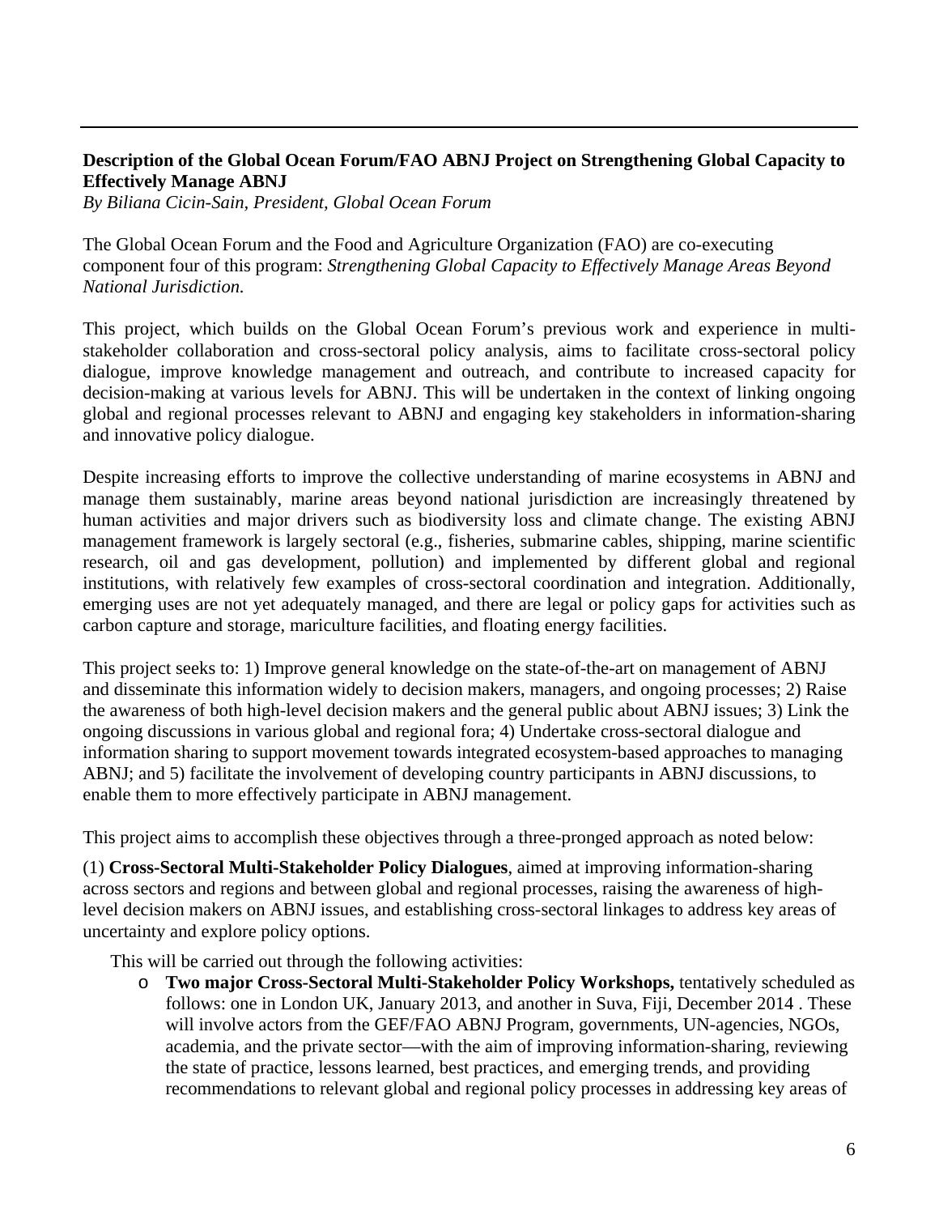**Description of the Global Ocean Forum/FAO ABNJ Project on Strengthening Global Capacity to Effectively Manage ABNJ**
*By Biliana Cicin-Sain, President, Global Ocean Forum*

The Global Ocean Forum and the Food and Agriculture Organization (FAO) are co-executing component four of this program: *Strengthening Global Capacity to Effectively Manage Areas Beyond National Jurisdiction.*

This project, which builds on the Global Ocean Forum's previous work and experience in multi-stakeholder collaboration and cross-sectoral policy analysis, aims to facilitate cross-sectoral policy dialogue, improve knowledge management and outreach, and contribute to increased capacity for decision-making at various levels for ABNJ. This will be undertaken in the context of linking ongoing global and regional processes relevant to ABNJ and engaging key stakeholders in information-sharing and innovative policy dialogue.

Despite increasing efforts to improve the collective understanding of marine ecosystems in ABNJ and manage them sustainably, marine areas beyond national jurisdiction are increasingly threatened by human activities and major drivers such as biodiversity loss and climate change. The existing ABNJ management framework is largely sectoral (e.g., fisheries, submarine cables, shipping, marine scientific research, oil and gas development, pollution) and implemented by different global and regional institutions, with relatively few examples of cross-sectoral coordination and integration. Additionally, emerging uses are not yet adequately managed, and there are legal or policy gaps for activities such as carbon capture and storage, mariculture facilities, and floating energy facilities.

This project seeks to: 1) Improve general knowledge on the state-of-the-art on management of ABNJ and disseminate this information widely to decision makers, managers, and ongoing processes; 2) Raise the awareness of both high-level decision makers and the general public about ABNJ issues; 3) Link the ongoing discussions in various global and regional fora; 4) Undertake cross-sectoral dialogue and information sharing to support movement towards integrated ecosystem-based approaches to managing ABNJ; and 5) facilitate the involvement of developing country participants in ABNJ discussions, to enable them to more effectively participate in ABNJ management.

This project aims to accomplish these objectives through a three-pronged approach as noted below:

(1) **Cross-Sectoral Multi-Stakeholder Policy Dialogues**, aimed at improving information-sharing across sectors and regions and between global and regional processes, raising the awareness of high-level decision makers on ABNJ issues, and establishing cross-sectoral linkages to address key areas of uncertainty and explore policy options.

This will be carried out through the following activities:

- **Two major Cross-Sectoral Multi-Stakeholder Policy Workshops,** tentatively scheduled as follows: one in London UK, January 2013, and another in Suva, Fiji, December 2014 . These will involve actors from the GEF/FAO ABNJ Program, governments, UN-agencies, NGOs, academia, and the private sector—with the aim of improving information-sharing, reviewing the state of practice, lessons learned, best practices, and emerging trends, and providing recommendations to relevant global and regional policy processes in addressing key areas of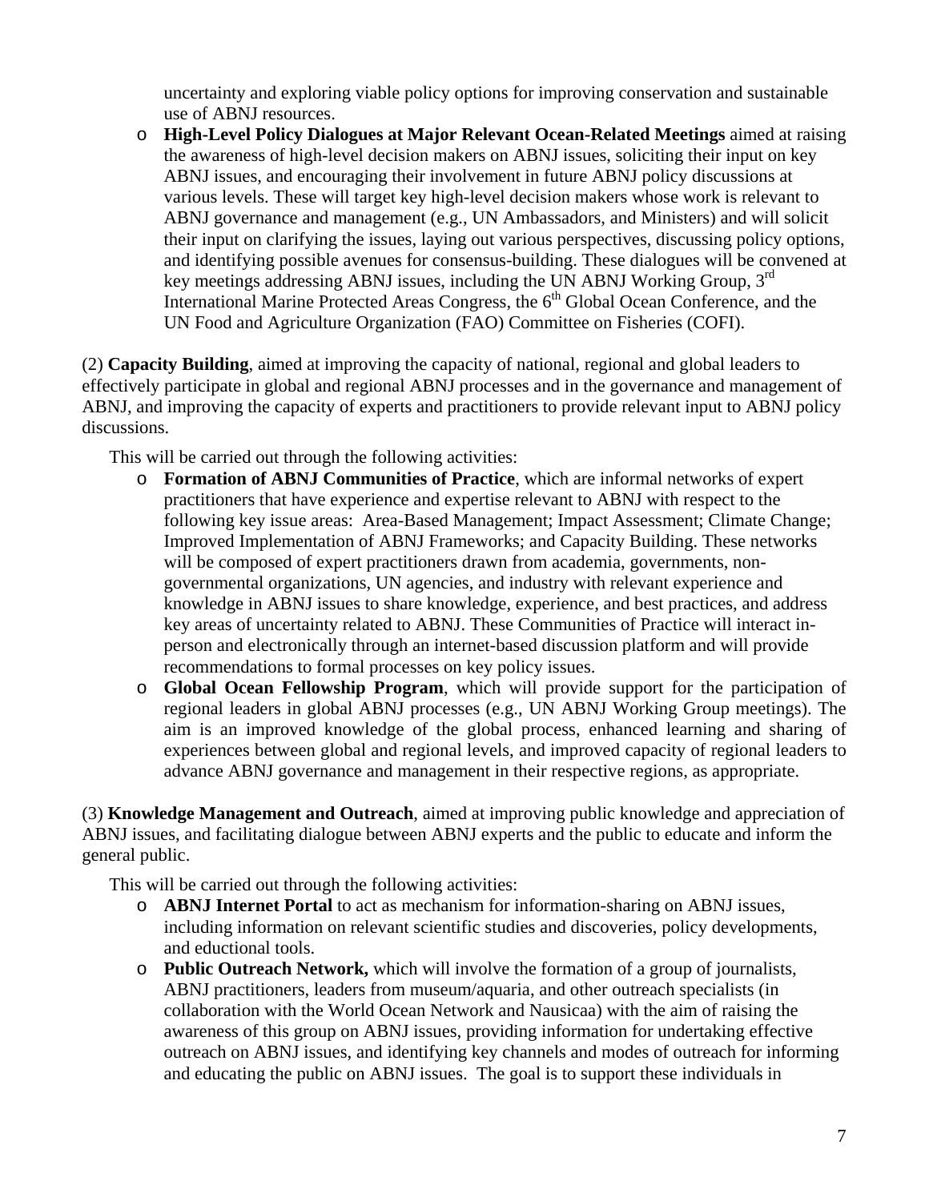uncertainty and exploring viable policy options for improving conservation and sustainable use of ABNJ resources.

- **High-Level Policy Dialogues at Major Relevant Ocean-Related Meetings** aimed at raising the awareness of high-level decision makers on ABNJ issues, soliciting their input on key ABNJ issues, and encouraging their involvement in future ABNJ policy discussions at various levels. These will target key high-level decision makers whose work is relevant to ABNJ governance and management (e.g., UN Ambassadors, and Ministers) and will solicit their input on clarifying the issues, laying out various perspectives, discussing policy options, and identifying possible avenues for consensus-building. These dialogues will be convened at key meetings addressing ABNJ issues, including the UN ABNJ Working Group, 3rd International Marine Protected Areas Congress, the 6th Global Ocean Conference, and the UN Food and Agriculture Organization (FAO) Committee on Fisheries (COFI).

(2) **Capacity Building**, aimed at improving the capacity of national, regional and global leaders to effectively participate in global and regional ABNJ processes and in the governance and management of ABNJ, and improving the capacity of experts and practitioners to provide relevant input to ABNJ policy discussions.

This will be carried out through the following activities:

- **Formation of ABNJ Communities of Practice**, which are informal networks of expert practitioners that have experience and expertise relevant to ABNJ with respect to the following key issue areas: Area-Based Management; Impact Assessment; Climate Change; Improved Implementation of ABNJ Frameworks; and Capacity Building. These networks will be composed of expert practitioners drawn from academia, governments, non-governmental organizations, UN agencies, and industry with relevant experience and knowledge in ABNJ issues to share knowledge, experience, and best practices, and address key areas of uncertainty related to ABNJ. These Communities of Practice will interact in-person and electronically through an internet-based discussion platform and will provide recommendations to formal processes on key policy issues.
- **Global Ocean Fellowship Program**, which will provide support for the participation of regional leaders in global ABNJ processes (e.g., UN ABNJ Working Group meetings). The aim is an improved knowledge of the global process, enhanced learning and sharing of experiences between global and regional levels, and improved capacity of regional leaders to advance ABNJ governance and management in their respective regions, as appropriate.

(3) **Knowledge Management and Outreach**, aimed at improving public knowledge and appreciation of ABNJ issues, and facilitating dialogue between ABNJ experts and the public to educate and inform the general public.

This will be carried out through the following activities:

- **ABNJ Internet Portal** to act as mechanism for information-sharing on ABNJ issues, including information on relevant scientific studies and discoveries, policy developments, and eductional tools.
- **Public Outreach Network,** which will involve the formation of a group of journalists, ABNJ practitioners, leaders from museum/aquaria, and other outreach specialists (in collaboration with the World Ocean Network and Nausicaa) with the aim of raising the awareness of this group on ABNJ issues, providing information for undertaking effective outreach on ABNJ issues, and identifying key channels and modes of outreach for informing and educating the public on ABNJ issues. The goal is to support these individuals in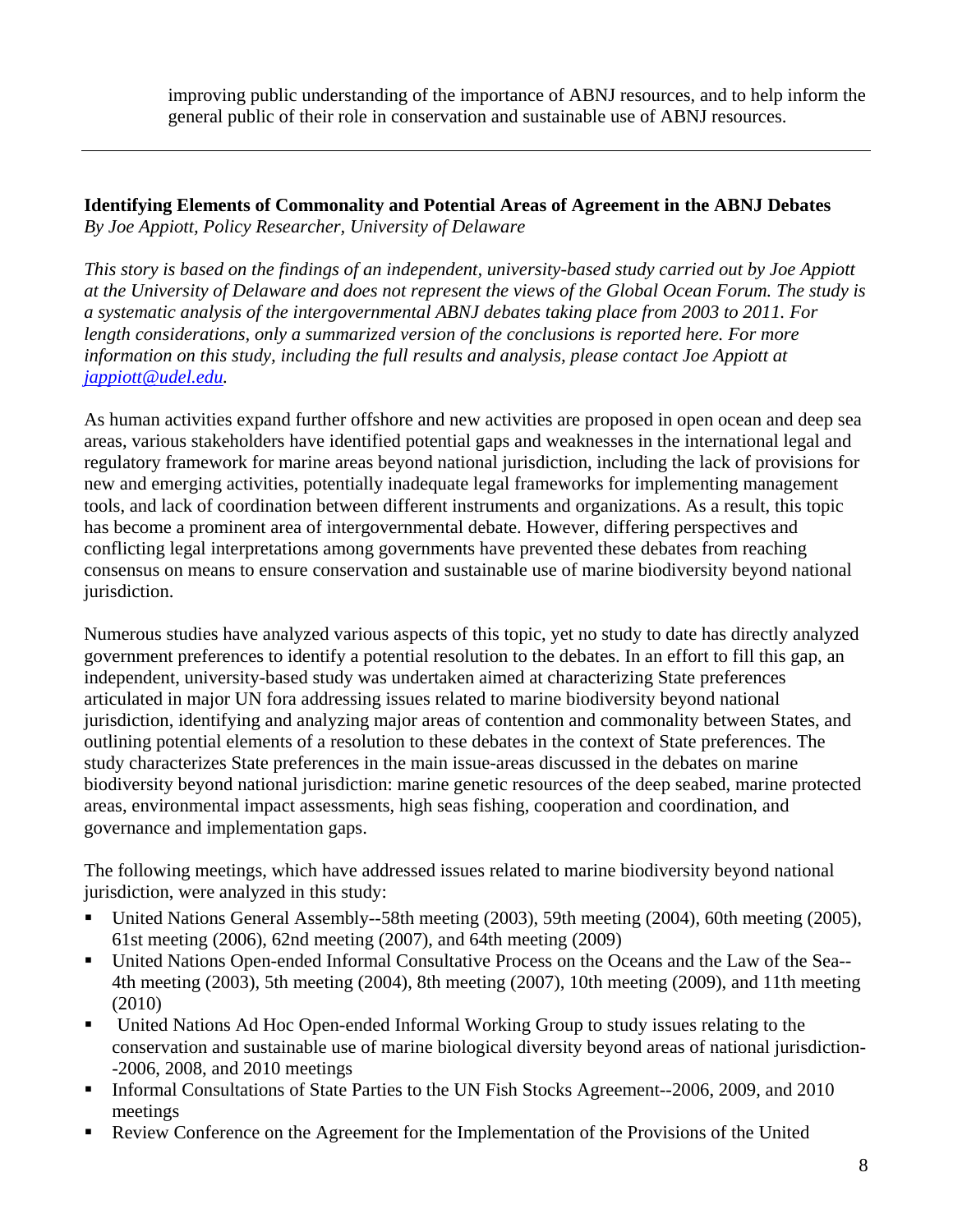improving public understanding of the importance of ABNJ resources, and to help inform the general public of their role in conservation and sustainable use of ABNJ resources.

---

**Identifying Elements of Commonality and Potential Areas of Agreement in the ABNJ Debates**
*By Joe Appiott, Policy Researcher, University of Delaware*

*This story is based on the findings of an independent, university-based study carried out by Joe Appiott at the University of Delaware and does not represent the views of the Global Ocean Forum. The study is a systematic analysis of the intergovernmental ABNJ debates taking place from 2003 to 2011. For length considerations, only a summarized version of the conclusions is reported here. For more information on this study, including the full results and analysis, please contact Joe Appiott at [jappiott@udel.edu](mailto:jappiott@udel.edu).*

As human activities expand further offshore and new activities are proposed in open ocean and deep sea areas, various stakeholders have identified potential gaps and weaknesses in the international legal and regulatory framework for marine areas beyond national jurisdiction, including the lack of provisions for new and emerging activities, potentially inadequate legal frameworks for implementing management tools, and lack of coordination between different instruments and organizations. As a result, this topic has become a prominent area of intergovernmental debate. However, differing perspectives and conflicting legal interpretations among governments have prevented these debates from reaching consensus on means to ensure conservation and sustainable use of marine biodiversity beyond national jurisdiction.

Numerous studies have analyzed various aspects of this topic, yet no study to date has directly analyzed government preferences to identify a potential resolution to the debates. In an effort to fill this gap, an independent, university-based study was undertaken aimed at characterizing State preferences articulated in major UN fora addressing issues related to marine biodiversity beyond national jurisdiction, identifying and analyzing major areas of contention and commonality between States, and outlining potential elements of a resolution to these debates in the context of State preferences. The study characterizes State preferences in the main issue-areas discussed in the debates on marine biodiversity beyond national jurisdiction: marine genetic resources of the deep seabed, marine protected areas, environmental impact assessments, high seas fishing, cooperation and coordination, and governance and implementation gaps.

The following meetings, which have addressed issues related to marine biodiversity beyond national jurisdiction, were analyzed in this study:

- United Nations General Assembly--58th meeting (2003), 59th meeting (2004), 60th meeting (2005), 61st meeting (2006), 62nd meeting (2007), and 64th meeting (2009)
- United Nations Open-ended Informal Consultative Process on the Oceans and the Law of the Sea--4th meeting (2003), 5th meeting (2004), 8th meeting (2007), 10th meeting (2009), and 11th meeting (2010)
- United Nations Ad Hoc Open-ended Informal Working Group to study issues relating to the conservation and sustainable use of marine biological diversity beyond areas of national jurisdiction--2006, 2008, and 2010 meetings
- Informal Consultations of State Parties to the UN Fish Stocks Agreement--2006, 2009, and 2010 meetings
- Review Conference on the Agreement for the Implementation of the Provisions of the United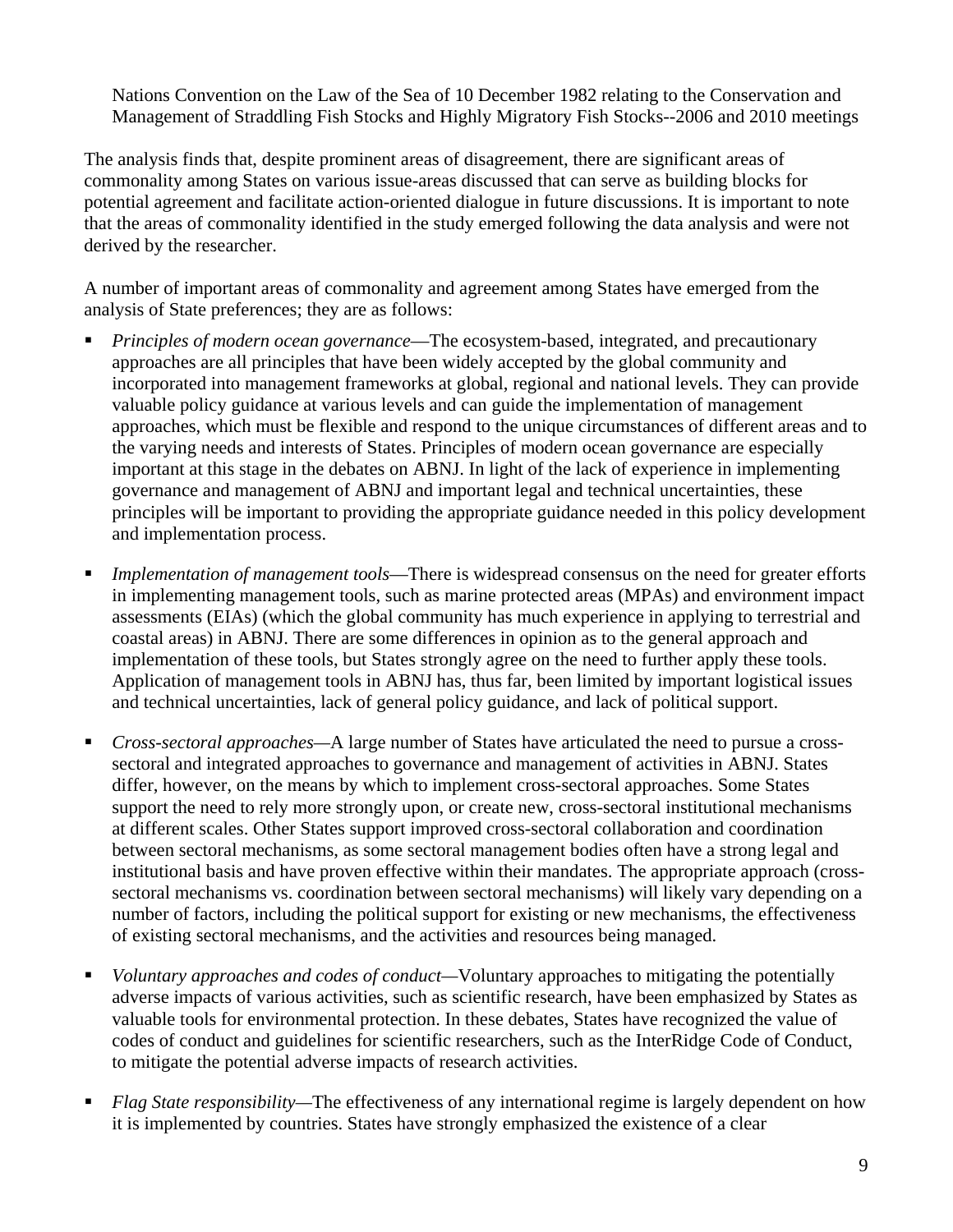Nations Convention on the Law of the Sea of 10 December 1982 relating to the Conservation and Management of Straddling Fish Stocks and Highly Migratory Fish Stocks--2006 and 2010 meetings

The analysis finds that, despite prominent areas of disagreement, there are significant areas of commonality among States on various issue-areas discussed that can serve as building blocks for potential agreement and facilitate action-oriented dialogue in future discussions. It is important to note that the areas of commonality identified in the study emerged following the data analysis and were not derived by the researcher.

A number of important areas of commonality and agreement among States have emerged from the analysis of State preferences; they are as follows:

- *Principles of modern ocean governance*—The ecosystem-based, integrated, and precautionary approaches are all principles that have been widely accepted by the global community and incorporated into management frameworks at global, regional and national levels. They can provide valuable policy guidance at various levels and can guide the implementation of management approaches, which must be flexible and respond to the unique circumstances of different areas and to the varying needs and interests of States. Principles of modern ocean governance are especially important at this stage in the debates on ABNJ. In light of the lack of experience in implementing governance and management of ABNJ and important legal and technical uncertainties, these principles will be important to providing the appropriate guidance needed in this policy development and implementation process.

- *Implementation of management tools*—There is widespread consensus on the need for greater efforts in implementing management tools, such as marine protected areas (MPAs) and environment impact assessments (EIAs) (which the global community has much experience in applying to terrestrial and coastal areas) in ABNJ. There are some differences in opinion as to the general approach and implementation of these tools, but States strongly agree on the need to further apply these tools. Application of management tools in ABNJ has, thus far, been limited by important logistical issues and technical uncertainties, lack of general policy guidance, and lack of political support.

- *Cross-sectoral approaches—*A large number of States have articulated the need to pursue a cross-sectoral and integrated approaches to governance and management of activities in ABNJ. States differ, however, on the means by which to implement cross-sectoral approaches. Some States support the need to rely more strongly upon, or create new, cross-sectoral institutional mechanisms at different scales. Other States support improved cross-sectoral collaboration and coordination between sectoral mechanisms, as some sectoral management bodies often have a strong legal and institutional basis and have proven effective within their mandates. The appropriate approach (cross-sectoral mechanisms vs. coordination between sectoral mechanisms) will likely vary depending on a number of factors, including the political support for existing or new mechanisms, the effectiveness of existing sectoral mechanisms, and the activities and resources being managed.

- *Voluntary approaches and codes of conduct—*Voluntary approaches to mitigating the potentially adverse impacts of various activities, such as scientific research, have been emphasized by States as valuable tools for environmental protection. In these debates, States have recognized the value of codes of conduct and guidelines for scientific researchers, such as the InterRidge Code of Conduct, to mitigate the potential adverse impacts of research activities.

- *Flag State responsibility—*The effectiveness of any international regime is largely dependent on how it is implemented by countries. States have strongly emphasized the existence of a clear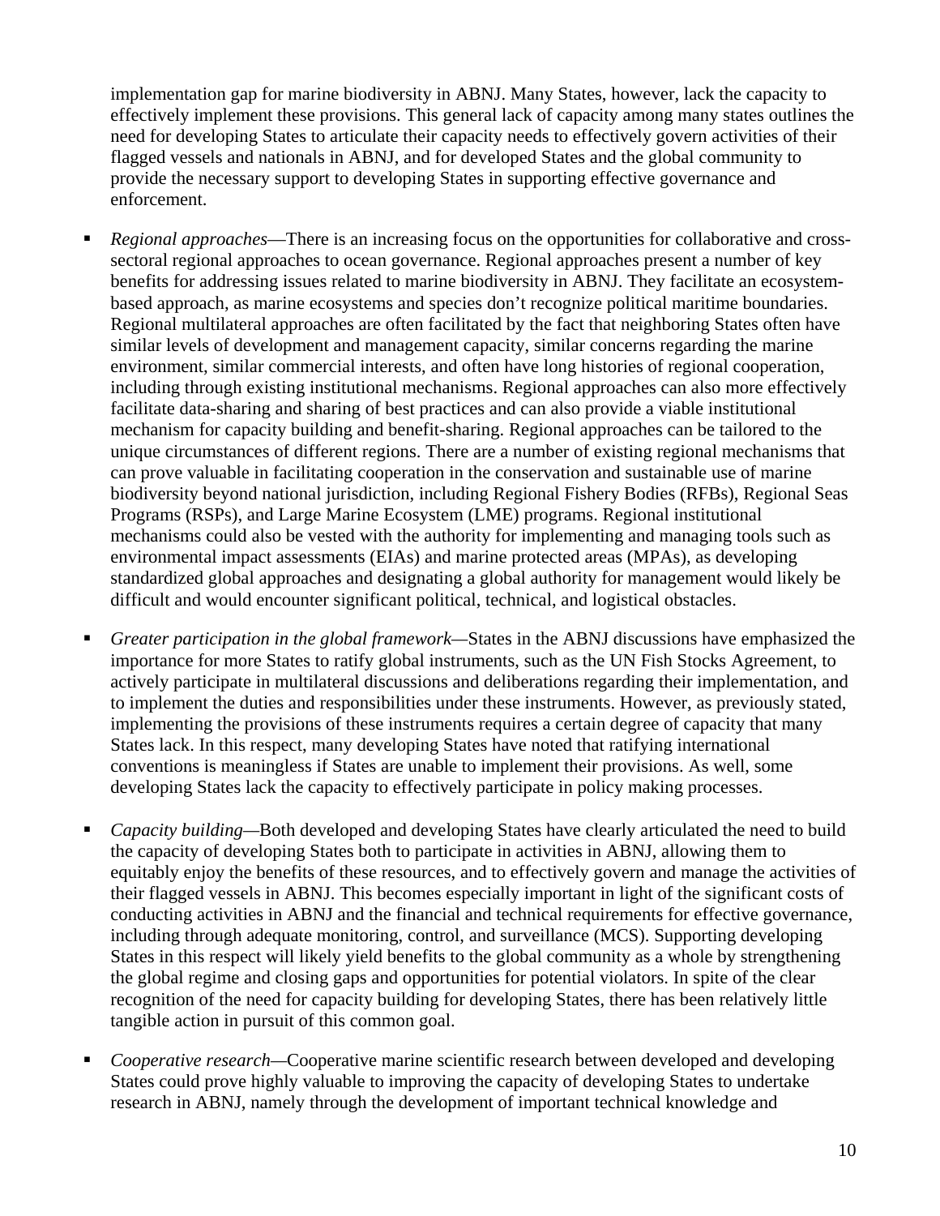implementation gap for marine biodiversity in ABNJ. Many States, however, lack the capacity to effectively implement these provisions. This general lack of capacity among many states outlines the need for developing States to articulate their capacity needs to effectively govern activities of their flagged vessels and nationals in ABNJ, and for developed States and the global community to provide the necessary support to developing States in supporting effective governance and enforcement.

- *Regional approaches*—There is an increasing focus on the opportunities for collaborative and cross-sectoral regional approaches to ocean governance. Regional approaches present a number of key benefits for addressing issues related to marine biodiversity in ABNJ. They facilitate an ecosystem-based approach, as marine ecosystems and species don't recognize political maritime boundaries. Regional multilateral approaches are often facilitated by the fact that neighboring States often have similar levels of development and management capacity, similar concerns regarding the marine environment, similar commercial interests, and often have long histories of regional cooperation, including through existing institutional mechanisms. Regional approaches can also more effectively facilitate data-sharing and sharing of best practices and can also provide a viable institutional mechanism for capacity building and benefit-sharing. Regional approaches can be tailored to the unique circumstances of different regions. There are a number of existing regional mechanisms that can prove valuable in facilitating cooperation in the conservation and sustainable use of marine biodiversity beyond national jurisdiction, including Regional Fishery Bodies (RFBs), Regional Seas Programs (RSPs), and Large Marine Ecosystem (LME) programs. Regional institutional mechanisms could also be vested with the authority for implementing and managing tools such as environmental impact assessments (EIAs) and marine protected areas (MPAs), as developing standardized global approaches and designating a global authority for management would likely be difficult and would encounter significant political, technical, and logistical obstacles.

- *Greater participation in the global framework*—States in the ABNJ discussions have emphasized the importance for more States to ratify global instruments, such as the UN Fish Stocks Agreement, to actively participate in multilateral discussions and deliberations regarding their implementation, and to implement the duties and responsibilities under these instruments. However, as previously stated, implementing the provisions of these instruments requires a certain degree of capacity that many States lack. In this respect, many developing States have noted that ratifying international conventions is meaningless if States are unable to implement their provisions. As well, some developing States lack the capacity to effectively participate in policy making processes.

- *Capacity building*—Both developed and developing States have clearly articulated the need to build the capacity of developing States both to participate in activities in ABNJ, allowing them to equitably enjoy the benefits of these resources, and to effectively govern and manage the activities of their flagged vessels in ABNJ. This becomes especially important in light of the significant costs of conducting activities in ABNJ and the financial and technical requirements for effective governance, including through adequate monitoring, control, and surveillance (MCS). Supporting developing States in this respect will likely yield benefits to the global community as a whole by strengthening the global regime and closing gaps and opportunities for potential violators. In spite of the clear recognition of the need for capacity building for developing States, there has been relatively little tangible action in pursuit of this common goal.

- *Cooperative research*—Cooperative marine scientific research between developed and developing States could prove highly valuable to improving the capacity of developing States to undertake research in ABNJ, namely through the development of important technical knowledge and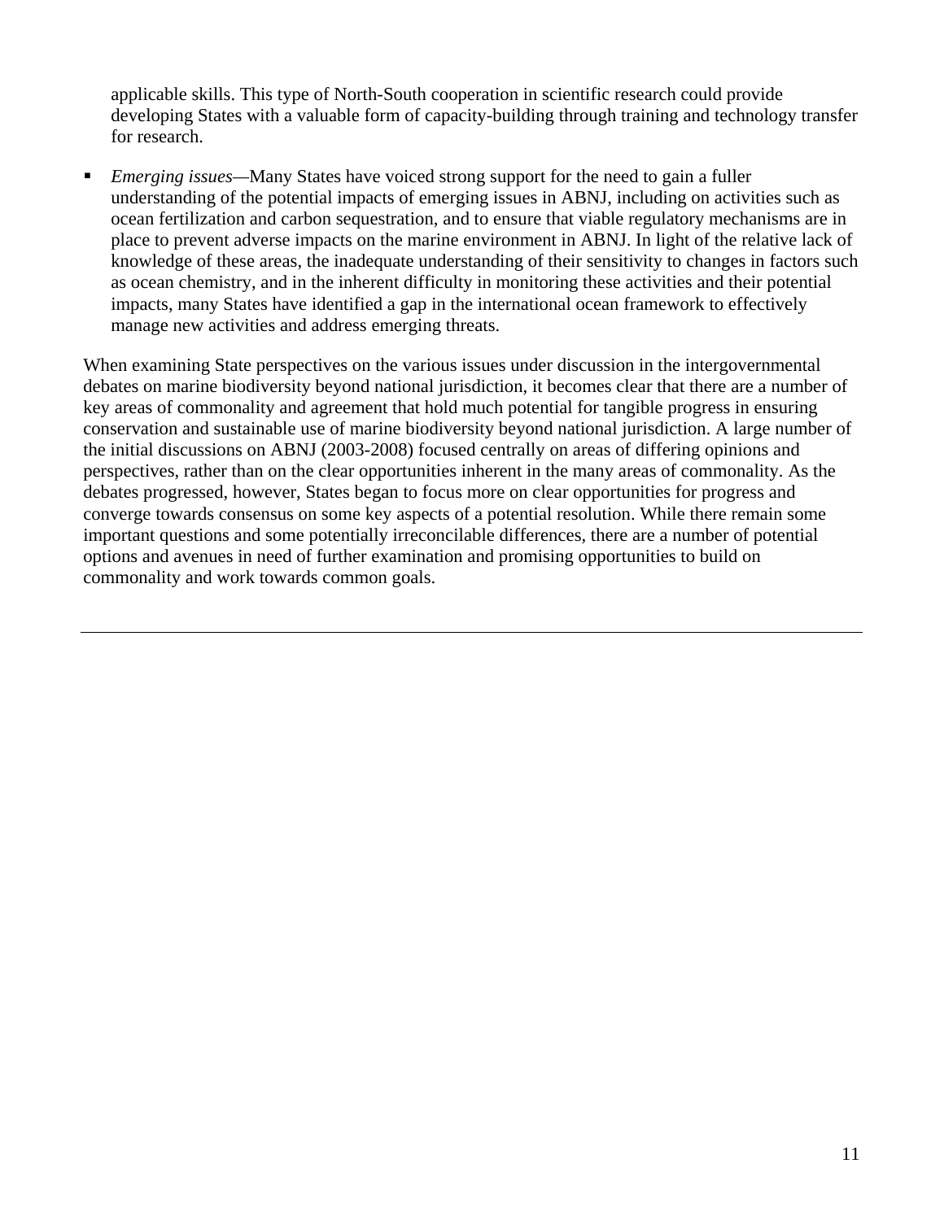applicable skills. This type of North-South cooperation in scientific research could provide developing States with a valuable form of capacity-building through training and technology transfer for research.

- *Emerging issues*—Many States have voiced strong support for the need to gain a fuller understanding of the potential impacts of emerging issues in ABNJ, including on activities such as ocean fertilization and carbon sequestration, and to ensure that viable regulatory mechanisms are in place to prevent adverse impacts on the marine environment in ABNJ. In light of the relative lack of knowledge of these areas, the inadequate understanding of their sensitivity to changes in factors such as ocean chemistry, and in the inherent difficulty in monitoring these activities and their potential impacts, many States have identified a gap in the international ocean framework to effectively manage new activities and address emerging threats.

When examining State perspectives on the various issues under discussion in the intergovernmental debates on marine biodiversity beyond national jurisdiction, it becomes clear that there are a number of key areas of commonality and agreement that hold much potential for tangible progress in ensuring conservation and sustainable use of marine biodiversity beyond national jurisdiction. A large number of the initial discussions on ABNJ (2003-2008) focused centrally on areas of differing opinions and perspectives, rather than on the clear opportunities inherent in the many areas of commonality. As the debates progressed, however, States began to focus more on clear opportunities for progress and converge towards consensus on some key aspects of a potential resolution. While there remain some important questions and some potentially irreconcilable differences, there are a number of potential options and avenues in need of further examination and promising opportunities to build on commonality and work towards common goals.